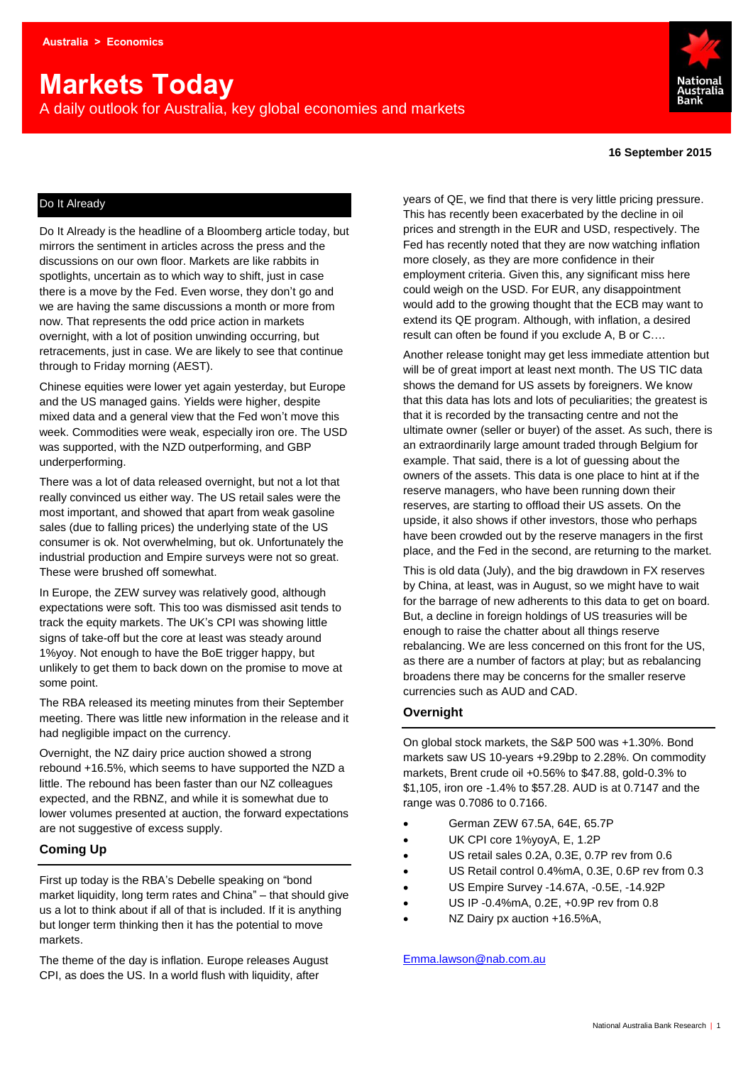Australia > Economics

# Markets Today

A daily outlook for Australia, key global economies and markets

**16 September 2015**

## Do It Already

Do It Already is the headline of a Bloomberg article today, but mirrors the sentiment in articles across the press and the discussions on our own floor. Markets are like rabbits in spotlights, uncertain as to which way to shift, just in case there is a move by the Fed. Even worse, they don't go and we are having the same discussions a month or more from now. That represents the odd price action in markets overnight, with a lot of position unwinding occurring, but retracements, just in case. We are likely to see that continue through to Friday morning (AEST).

Chinese equities were lower yet again yesterday, but Europe and the US managed gains. Yields were higher, despite mixed data and a general view that the Fed won't move this week. Commodities were weak, especially iron ore. The USD was supported, with the NZD outperforming, and GBP underperforming.

There was a lot of data released overnight, but not a lot that really convinced us either way. The US retail sales were the most important, and showed that apart from weak gasoline sales (due to falling prices) the underlying state of the US consumer is ok. Not overwhelming, but ok. Unfortunately the industrial production and Empire surveys were not so great. These were brushed off somewhat.

In Europe, the ZEW survey was relatively good, although expectations were soft. This too was dismissed asit tends to track the equity markets. The UK's CPI was showing little signs of take-off but the core at least was steady around 1%yoy. Not enough to have the BoE trigger happy, but unlikely to get them to back down on the promise to move at some point.

The RBA released its meeting minutes from their September meeting. There was little new information in the release and it had negligible impact on the currency.

Overnight, the NZ dairy price auction showed a strong rebound +16.5%, which seems to have supported the NZD a little. The rebound has been faster than our NZ colleagues expected, and the RBNZ, and while it is somewhat due to lower volumes presented at auction, the forward expectations are not suggestive of excess supply.

### Coming Up

First up today is the RBA's Debelle speaking on "bond market liquidity, long term rates and China" – that should give us a lot to think about if all of that is included. If it is anything but longer term thinking then it has the potential to move markets.

The theme of the day is inflation. Europe releases August CPI, as does the US. In a world flush with liquidity, after years of QE, we find that there is very little pricing pressure. This has recently been exacerbated by the decline in oil prices and strength in the EUR and USD, respectively. The Fed has recently noted that they are now watching inflation more closely, as they are more confidence in their employment criteria. Given this, any significant miss here could weigh on the USD. For EUR, any disappointment would add to the growing thought that the ECB may want to extend its QE program. Although, with inflation, a desired result can often be found if you exclude A, B or C….

Another release tonight may get less immediate attention but will be of great import at least next month. The US TIC data shows the demand for US assets by foreigners. We know that this data has lots and lots of peculiarities; the greatest is that it is recorded by the transacting centre and not the ultimate owner (seller or buyer) of the asset. As such, there is an extraordinarily large amount traded through Belgium for example. That said, there is a lot of guessing about the owners of the assets. This data is one place to hint at if the reserve managers, who have been running down their reserves, are starting to offload their US assets. On the upside, it also shows if other investors, those who perhaps have been crowded out by the reserve managers in the first place, and the Fed in the second, are returning to the market.

This is old data (July), and the big drawdown in FX reserves by China, at least, was in August, so we might have to wait for the barrage of new adherents to this data to get on board. But, a decline in foreign holdings of US treasuries will be enough to raise the chatter about all things reserve rebalancing. We are less concerned on this front for the US, as there are a number of factors at play; but as rebalancing broadens there may be concerns for the smaller reserve currencies such as AUD and CAD.

### Overnight

On global stock markets, the S&P 500 was +1.30%. Bond markets saw US 10-years +9.29bp to 2.28%. On commodity markets, Brent crude oil +0.56% to $47.88, gold-0.3% to $1,105, iron ore -1.4% to $57.28. AUD is at 0.7147 and the range was 0.7086 to 0.7166.

- German ZEW 67.5A, 64E, 65.7P
- UK CPI core 1%yoyA, E, 1.2P
- US retail sales 0.2A, 0.3E, 0.7P rev from 0.6
- US Retail control 0.4%mA, 0.3E, 0.6P rev from 0.3
- US Empire Survey -14.67A, -0.5E, -14.92P
- US IP -0.4%mA, 0.2E, +0.9P rev from 0.8
- NZ Dairy px auction +16.5%A,

Emma.lawson@nab.com.au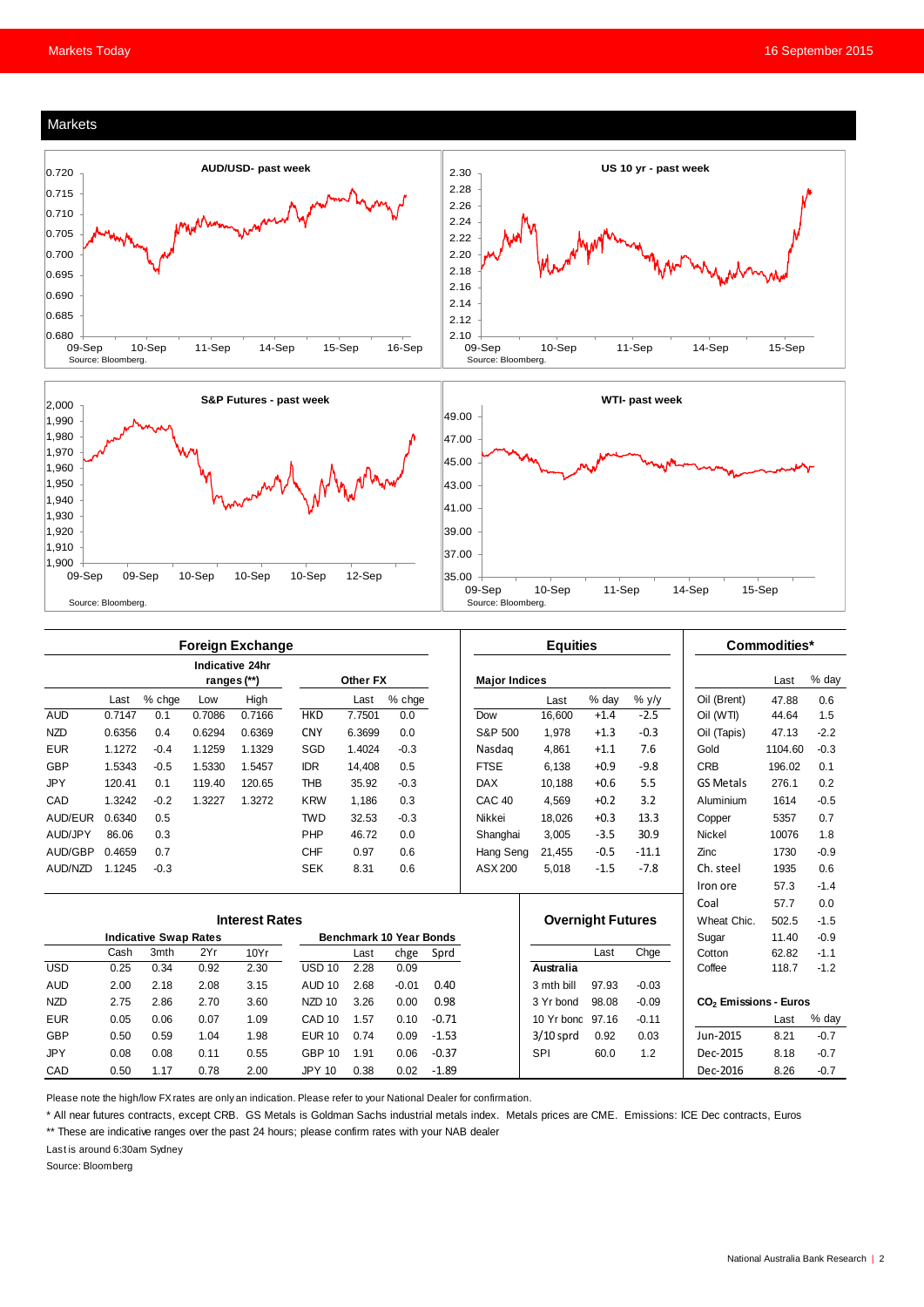## Markets

**AUD/USD- past week**

Source: Bloomberg.

**US 10 yr - past week**

Source: Bloomberg.

**S&P Futures - past week**

Source: Bloomberg.

**WTI- past week**

Source: Bloomberg.

### Foreign Exchange

| | | | Indicative 24hr ranges (**) | | | Other FX | |
|---|---|---|---|---|---|---|---|
| | Last | % chge | Low | High | | Last | % chge |
| AUD | 0.7147 | 0.1 | 0.7086 | 0.7166 | HKD | 7.7501 | 0.0 |
| NZD | 0.6356 | 0.4 | 0.6294 | 0.6369 | CNY | 6.3699 | 0.0 |
| EUR | 1.1272 | -0.4 | 1.1259 | 1.1329 | SGD | 1.4024 | -0.3 |
| GBP | 1.5343 | -0.5 | 1.5330 | 1.5457 | IDR | 14,408 | 0.5 |
| JPY | 120.41 | 0.1 | 119.40 | 120.65 | THB | 35.92 | -0.3 |
| CAD | 1.3242 | -0.2 | 1.3227 | 1.3272 | KRW | 1,186 | 0.3 |
| AUD/EUR | 0.6340 | 0.5 | | | TWD | 32.53 | -0.3 |
| AUD/JPY | 86.06 | 0.3 | | | PHP | 46.72 | 0.0 |
| AUD/GBP | 0.4659 | 0.7 | | | CHF | 0.97 | 0.6 |
| AUD/NZD | 1.1245 | -0.3 | | | SEK | 8.31 | 0.6 |

### Equities

| Major Indices | Last | % day | % y/y |
|---|---|---|---|
| Dow | 16,600 | +1.4 | -2.5 |
| S&P 500 | 1,978 | +1.3 | -0.3 |
| Nasdaq | 4,861 | +1.1 | 7.6 |
| FTSE | 6,138 | +0.9 | -9.8 |
| DAX | 10,188 | +0.6 | 5.5 |
| CAC 40 | 4,569 | +0.2 | 3.2 |
| Nikkei | 18,026 | +0.3 | 13.3 |
| Shanghai | 3,005 | -3.5 | 30.9 |
| Hang Seng | 21,455 | -0.5 | -11.1 |
| ASX 200 | 5,018 | -1.5 | -7.8 |

### Commodities*

| | Last | % day |
|---|---|---|
| Oil (Brent) | 47.88 | 0.6 |
| Oil (WTI) | 44.64 | 1.5 |
| Oil (Tapis) | 47.13 | -2.2 |
| Gold | 1104.60 | -0.3 |
| CRB | 196.02 | 0.1 |
| GS Metals | 276.1 | 0.2 |
| Aluminium | 1614 | -0.5 |
| Copper | 5357 | 0.7 |
| Nickel | 10076 | 1.8 |
| Zinc | 1730 | -0.9 |
| Ch. steel | 1935 | 0.6 |
| Iron ore | 57.3 | -1.4 |
| Coal | 57.7 | 0.0 |
| Wheat Chic. | 502.5 | -1.5 |
| Sugar | 11.40 | -0.9 |
| Cotton | 62.82 | -1.1 |
| Coffee | 118.7 | -1.2 |

### Interest Rates

| | Indicative Swap Rates | | | | Benchmark 10 Year Bonds | | | |
|---|---|---|---|---|---|---|---|---|
| | Cash | 3mth | 2Yr | 10Yr | | Last | chge | Sprd |
| USD | 0.25 | 0.34 | 0.92 | 2.30 | USD 10 | 2.28 | 0.09 | |
| AUD | 2.00 | 2.18 | 2.08 | 3.15 | AUD 10 | 2.68 | -0.01 | 0.40 |
| NZD | 2.75 | 2.86 | 2.70 | 3.60 | NZD 10 | 3.26 | 0.00 | 0.98 |
| EUR | 0.05 | 0.06 | 0.07 | 1.09 | CAD 10 | 1.57 | 0.10 | -0.71 |
| GBP | 0.50 | 0.59 | 1.04 | 1.98 | EUR 10 | 0.74 | 0.09 | -1.53 |
| JPY | 0.08 | 0.08 | 0.11 | 0.55 | GBP 10 | 1.91 | 0.06 | -0.37 |
| CAD | 0.50 | 1.17 | 0.78 | 2.00 | JPY 10 | 0.38 | 0.02 | -1.89 |

### Overnight Futures

| | Last | Chge |
|---|---|---|
| **Australia** | | |
| 3 mth bill | 97.93 | -0.03 |
| 3 Yr bond | 98.08 | -0.09 |
| 10 Yr bond | 97.16 | -0.11 |
| 3/10 sprd | 0.92 | 0.03 |
| SPI | 60.0 | 1.2 |

### $CO_2$ Emissions - Euros

| | Last | % day |
|---|---|---|
| Jun-2015 | 8.21 | -0.7 |
| Dec-2015 | 8.18 | -0.7 |
| Dec-2016 | 8.26 | -0.7 |

Please note the high/low FX rates are only an indication. Please refer to your National Dealer for confirmation.

\* All near futures contracts, except CRB. GS Metals is Goldman Sachs industrial metals index. Metals prices are CME. Emissions: ICE Dec contracts, Euros

** These are indicative ranges over the past 24 hours; please confirm rates with your NAB dealer

Last is around 6:30am Sydney

Source: Bloomberg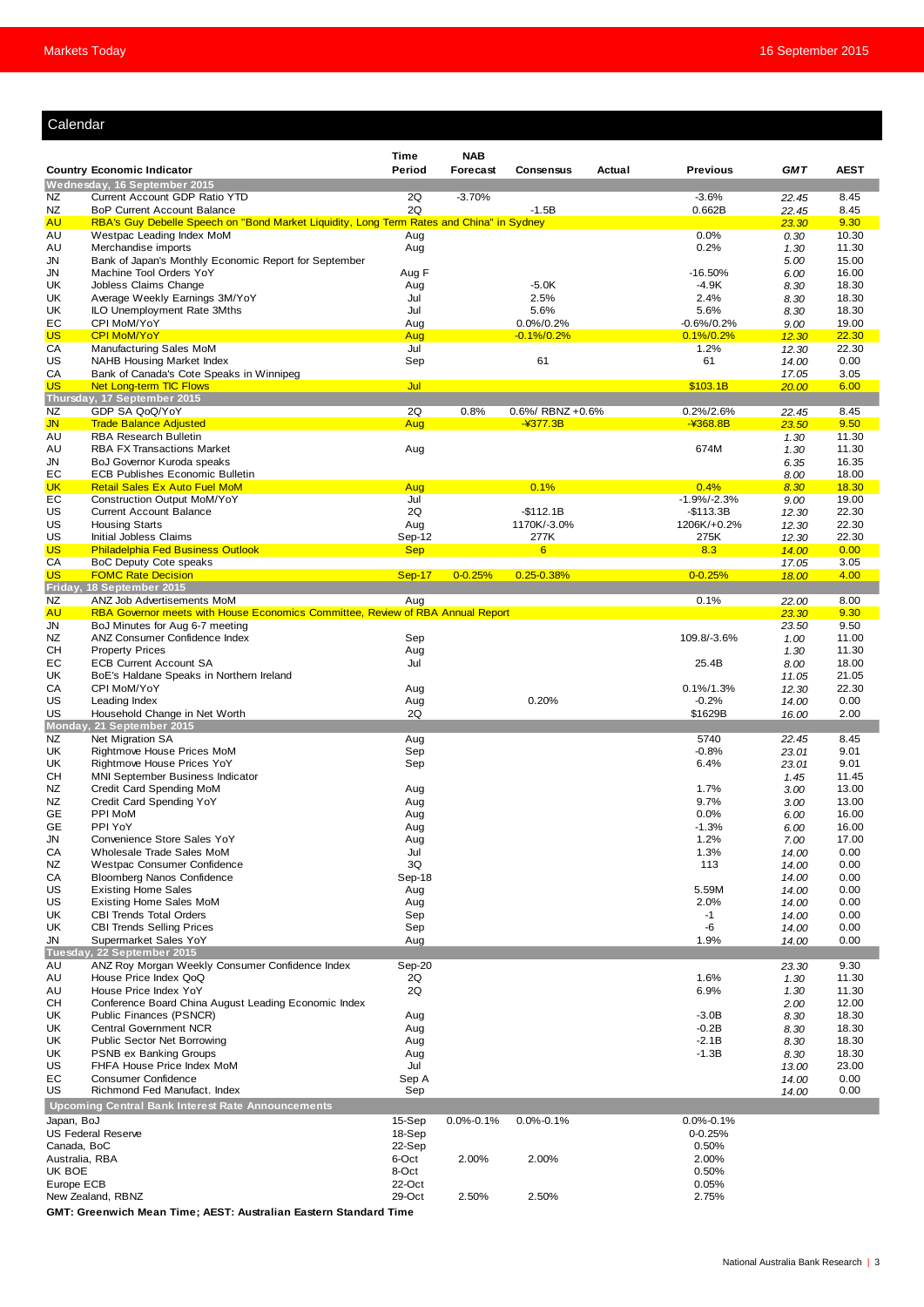## Calendar

| Country | Economic Indicator | Time Period | NAB Forecast | Consensus | Actual | Previous | GMT | AEST |
|---|---|---|---|---|---|---|---|---|
| **Wednesday, 16 September 2015** | | | | | | | | |
| NZ | Current Account GDP Ratio YTD | 2Q | -3.70% | | | -3.6% | 22.45 | 8.45 |
| NZ | BoP Current Account Balance | 2Q | | -1.5B | | 0.662B | 22.45 | 8.45 |
| AU | RBA's Guy Debelle Speech on "Bond Market Liquidity, Long Term Rates and China" in Sydney | | | | | | 23.30 | 9.30 |
| AU | Westpac Leading Index MoM | Aug | | | | 0.0% | 0.30 | 10.30 |
| AU | Merchandise imports | Aug | | | | 0.2% | 1.30 | 11.30 |
| JN | Bank of Japan's Monthly Economic Report for September | | | | | | 5.00 | 15.00 |
| JN | Machine Tool Orders YoY | Aug F | | | | -16.50% | 6.00 | 16.00 |
| UK | Jobless Claims Change | Aug | | -5.0K | | -4.9K | 8.30 | 18.30 |
| UK | Average Weekly Earnings 3M/YoY | Jul | | 2.5% | | 2.4% | 8.30 | 18.30 |
| UK | ILO Unemployment Rate 3Mths | Jul | | 5.6% | | 5.6% | 8.30 | 18.30 |
| EC | CPI MoM/YoY | Aug | | 0.0%/0.2% | | -0.6%/0.2% | 9.00 | 19.00 |
| US | CPI MoM/YoY | Aug | | -0.1%/0.2% | | 0.1%/0.2% | 12.30 | 22.30 |
| CA | Manufacturing Sales MoM | Jul | | | | 1.2% | 12.30 | 22.30 |
| US | NAHB Housing Market Index | Sep | | 61 | | 61 | 14.00 | 0.00 |
| CA | Bank of Canada's Cote Speaks in Winnipeg | | | | | | 17.05 | 3.05 |
| US | Net Long-term TIC Flows | Jul | | | | $103.1B | 20.00 | 6.00 |
| **Thursday, 17 September 2015** | | | | | | | | |
| NZ | GDP SA QoQ/YoY | 2Q | 0.8% | 0.6%/ RBNZ +0.6% | | 0.2%/2.6% | 22.45 | 8.45 |
| JN | Trade Balance Adjusted | Aug | | -¥377.3B | | -¥368.8B | 23.50 | 9.50 |
| AU | RBA Research Bulletin | | | | | | 1.30 | 11.30 |
| AU | RBA FX Transactions Market | Aug | | | | 674M | 1.30 | 11.30 |
| JN | BoJ Governor Kuroda speaks | | | | | | 6.35 | 16.35 |
| EC | ECB Publishes Economic Bulletin | | | | | | 8.00 | 18.00 |
| UK | Retail Sales Ex Auto Fuel MoM | Aug | | 0.1% | | 0.4% | 8.30 | 18.30 |
| EC | Construction Output MoM/YoY | Jul | | | | -1.9%/-2.3% | 9.00 | 19.00 |
| US | Current Account Balance | 2Q | | -$112.1B | | -$113.3B | 12.30 | 22.30 |
| US | Housing Starts | Aug | | 1170K/-3.0% | | 1206K/+0.2% | 12.30 | 22.30 |
| US | Initial Jobless Claims | Sep-12 | | 277K | | 275K | 12.30 | 22.30 |
| US | Philadelphia Fed Business Outlook | Sep | | 6 | | 8.3 | 14.00 | 0.00 |
| CA | BoC Deputy Cote speaks | | | | | | 17.05 | 3.05 |
| US | FOMC Rate Decision | Sep-17 | 0-0.25% | 0.25-0.38% | | 0-0.25% | 18.00 | 4.00 |
| **Friday, 18 September 2015** | | | | | | | | |
| NZ | ANZ Job Advertisements MoM | Aug | | | | 0.1% | 22.00 | 8.00 |
| AU | RBA Governor meets with House Economics Committee, Review of RBA Annual Report | | | | | | 23.30 | 9.30 |
| JN | BoJ Minutes for Aug 6-7 meeting | | | | | | 23.50 | 9.50 |
| NZ | ANZ Consumer Confidence Index | Sep | | | | 109.8/-3.6% | 1.00 | 11.00 |
| CH | Property Prices | Aug | | | | | 1.30 | 11.30 |
| EC | ECB Current Account SA | Jul | | | | 25.4B | 8.00 | 18.00 |
| UK | BoE's Haldane Speaks in Northern Ireland | | | | | | 11.05 | 21.05 |
| CA | CPI MoM/YoY | Aug | | | | 0.1%/1.3% | 12.30 | 22.30 |
| US | Leading Index | Aug | | 0.20% | | -0.2% | 14.00 | 0.00 |
| US | Household Change in Net Worth | 2Q | | | | $1629B | 16.00 | 2.00 |
| **Monday, 21 September 2015** | | | | | | | | |
| NZ | Net Migration SA | Aug | | | | 5740 | 22.45 | 8.45 |
| UK | Rightmove House Prices MoM | Sep | | | | -0.8% | 23.01 | 9.01 |
| UK | Rightmove House Prices YoY | Sep | | | | 6.4% | 23.01 | 9.01 |
| CH | MNI September Business Indicator | | | | | | 1.45 | 11.45 |
| NZ | Credit Card Spending MoM | Aug | | | | 1.7% | 3.00 | 13.00 |
| NZ | Credit Card Spending YoY | Aug | | | | 9.7% | 3.00 | 13.00 |
| GE | PPI MoM | Aug | | | | 0.0% | 6.00 | 16.00 |
| GE | PPI YoY | Aug | | | | -1.3% | 6.00 | 16.00 |
| JN | Convenience Store Sales YoY | Aug | | | | 1.2% | 7.00 | 17.00 |
| CA | Wholesale Trade Sales MoM | Jul | | | | 1.3% | 14.00 | 0.00 |
| NZ | Westpac Consumer Confidence | 3Q | | | | 113 | 14.00 | 0.00 |
| CA | Bloomberg Nanos Confidence | Sep-18 | | | | | 14.00 | 0.00 |
| US | Existing Home Sales | Aug | | | | 5.59M | 14.00 | 0.00 |
| US | Existing Home Sales MoM | Aug | | | | 2.0% | 14.00 | 0.00 |
| UK | CBI Trends Total Orders | Sep | | | | -1 | 14.00 | 0.00 |
| UK | CBI Trends Selling Prices | Sep | | | | -6 | 14.00 | 0.00 |
| JN | Supermarket Sales YoY | Aug | | | | 1.9% | 14.00 | 0.00 |
| **Tuesday, 22 September 2015** | | | | | | | | |
| AU | ANZ Roy Morgan Weekly Consumer Confidence Index | Sep-20 | | | | | 23.30 | 9.30 |
| AU | House Price Index QoQ | 2Q | | | | 1.6% | 1.30 | 11.30 |
| AU | House Price Index YoY | 2Q | | | | 6.9% | 1.30 | 11.30 |
| CH | Conference Board China August Leading Economic Index | | | | | | 2.00 | 12.00 |
| UK | Public Finances (PSNCR) | Aug | | | | -3.0B | 8.30 | 18.30 |
| UK | Central Government NCR | Aug | | | | -0.2B | 8.30 | 18.30 |
| UK | Public Sector Net Borrowing | Aug | | | | -2.1B | 8.30 | 18.30 |
| UK | PSNB ex Banking Groups | Aug | | | | -1.3B | 8.30 | 18.30 |
| US | FHFA House Price Index MoM | Jul | | | | | 13.00 | 23.00 |
| EC | Consumer Confidence | Sep A | | | | | 14.00 | 0.00 |
| US | Richmond Fed Manufact. Index | Sep | | | | | 14.00 | 0.00 |

**Upcoming Central Bank Interest Rate Announcements**

| Central Bank | Date | NAB Forecast | Consensus | Previous |
|---|---|---|---|---|
| Japan, BoJ | 15-Sep | 0.0%-0.1% | 0.0%-0.1% | 0.0%-0.1% |
| US Federal Reserve | 18-Sep | | | 0-0.25% |
| Canada, BoC | 22-Sep | | | 0.50% |
| Australia, RBA | 6-Oct | 2.00% | 2.00% | 2.00% |
| UK BOE | 8-Oct | | | 0.50% |
| Europe ECB | 22-Oct | | | 0.05% |
| New Zealand, RBNZ | 29-Oct | 2.50% | 2.50% | 2.75% |

**GMT: Greenwich Mean Time; AEST: Australian Eastern Standard Time**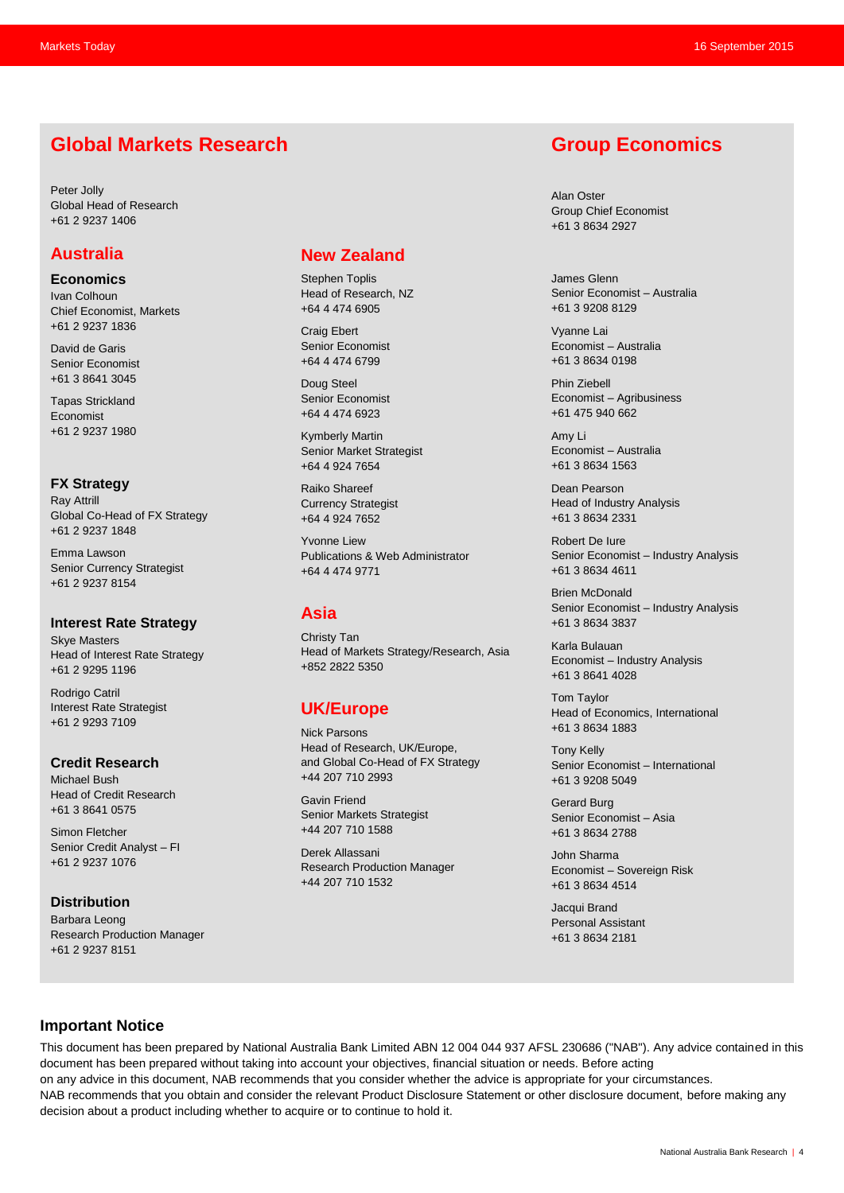## Global Markets Research

Peter Jolly
Global Head of Research
+61 2 9237 1406

### Australia

**Economics**

Ivan Colhoun
Chief Economist, Markets
+61 2 9237 1836

David de Garis
Senior Economist
+61 3 8641 3045

Tapas Strickland
Economist
+61 2 9237 1980

**FX Strategy**

Ray Attrill
Global Co-Head of FX Strategy
+61 2 9237 1848

Emma Lawson
Senior Currency Strategist
+61 2 9237 8154

**Interest Rate Strategy**

Skye Masters
Head of Interest Rate Strategy
+61 2 9295 1196

Rodrigo Catril
Interest Rate Strategist
+61 2 9293 7109

**Credit Research**

Michael Bush
Head of Credit Research
+61 3 8641 0575

Simon Fletcher
Senior Credit Analyst – FI
+61 2 9237 1076

**Distribution**

Barbara Leong
Research Production Manager
+61 2 9237 8151

### New Zealand

Stephen Toplis
Head of Research, NZ
+64 4 474 6905

Craig Ebert
Senior Economist
+64 4 474 6799

Doug Steel
Senior Economist
+64 4 474 6923

Kymberly Martin
Senior Market Strategist
+64 4 924 7654

Raiko Shareef
Currency Strategist
+64 4 924 7652

Yvonne Liew
Publications & Web Administrator
+64 4 474 9771

### Asia

Christy Tan
Head of Markets Strategy/Research, Asia
+852 2822 5350

### UK/Europe

Nick Parsons
Head of Research, UK/Europe,
and Global Co-Head of FX Strategy
+44 207 710 2993

Gavin Friend
Senior Markets Strategist
+44 207 710 1588

Derek Allassani
Research Production Manager
+44 207 710 1532

## Group Economics

Alan Oster
Group Chief Economist
+61 3 8634 2927

James Glenn
Senior Economist – Australia
+61 3 9208 8129

Vyanne Lai
Economist – Australia
+61 3 8634 0198

Phin Ziebell
Economist – Agribusiness
+61 475 940 662

Amy Li
Economist – Australia
+61 3 8634 1563

Dean Pearson
Head of Industry Analysis
+61 3 8634 2331

Robert De Iure
Senior Economist – Industry Analysis
+61 3 8634 4611

Brien McDonald
Senior Economist – Industry Analysis
+61 3 8634 3837

Karla Bulauan
Economist – Industry Analysis
+61 3 8641 4028

Tom Taylor
Head of Economics, International
+61 3 8634 1883

Tony Kelly
Senior Economist – International
+61 3 9208 5049

Gerard Burg
Senior Economist – Asia
+61 3 8634 2788

John Sharma
Economist – Sovereign Risk
+61 3 8634 4514

Jacqui Brand
Personal Assistant
+61 3 8634 2181

### Important Notice

This document has been prepared by National Australia Bank Limited ABN 12 004 044 937 AFSL 230686 ("NAB"). Any advice contained in this document has been prepared without taking into account your objectives, financial situation or needs. Before acting on any advice in this document, NAB recommends that you consider whether the advice is appropriate for your circumstances.
NAB recommends that you obtain and consider the relevant Product Disclosure Statement or other disclosure document, before making any decision about a product including whether to acquire or to continue to hold it.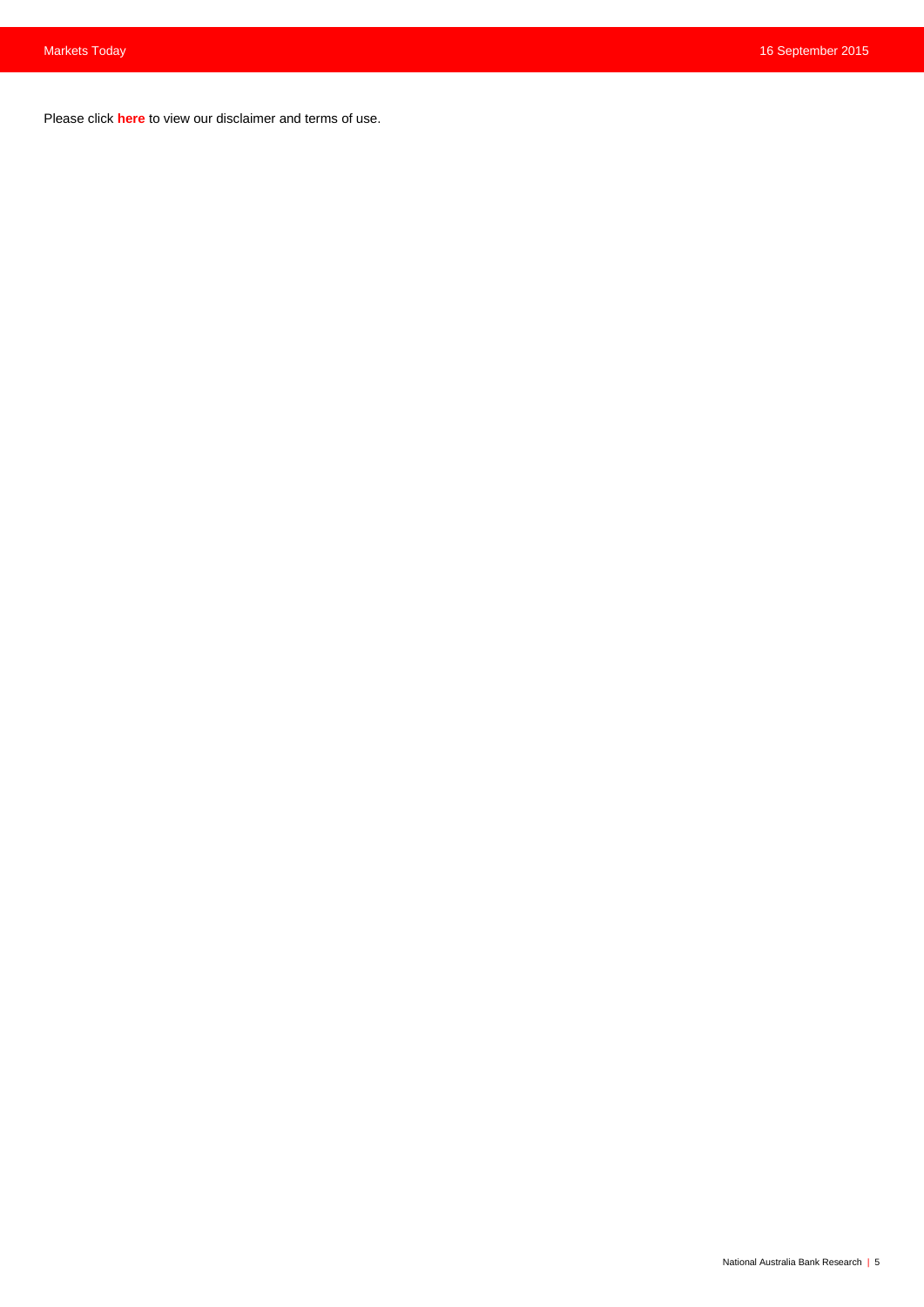Please click **here** to view our disclaimer and terms of use.